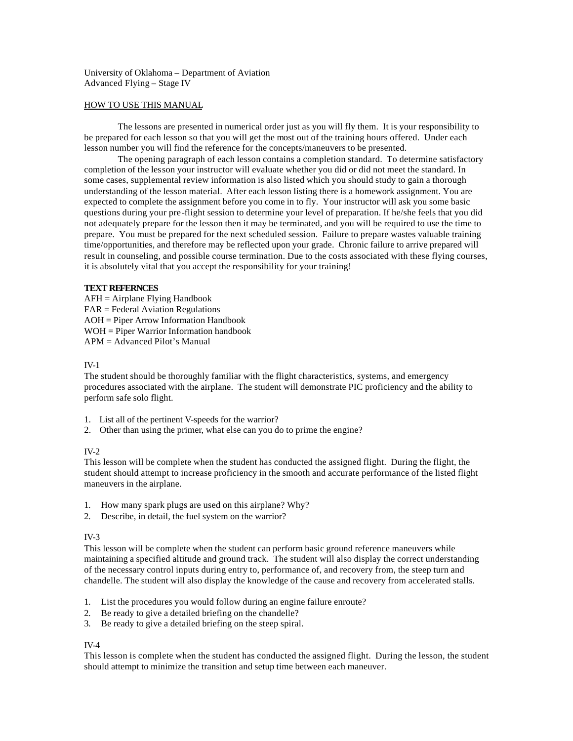University of Oklahoma – Department of Aviation
Advanced Flying – Stage IV

HOW TO USE THIS MANUAL

The lessons are presented in numerical order just as you will fly them. It is your responsibility to be prepared for each lesson so that you will get the most out of the training hours offered. Under each lesson number you will find the reference for the concepts/maneuvers to be presented.

The opening paragraph of each lesson contains a completion standard. To determine satisfactory completion of the lesson your instructor will evaluate whether you did or did not meet the standard. In some cases, supplemental review information is also listed which you should study to gain a thorough understanding of the lesson material. After each lesson listing there is a homework assignment. You are expected to complete the assignment before you come in to fly. Your instructor will ask you some basic questions during your pre-flight session to determine your level of preparation. If he/she feels that you did not adequately prepare for the lesson then it may be terminated, and you will be required to use the time to prepare. You must be prepared for the next scheduled session. Failure to prepare wastes valuable training time/opportunities, and therefore may be reflected upon your grade. Chronic failure to arrive prepared will result in counseling, and possible course termination. Due to the costs associated with these flying courses, it is absolutely vital that you accept the responsibility for your training!

**TEXT REFERNCES**

AFH = Airplane Flying Handbook
FAR = Federal Aviation Regulations
AOH = Piper Arrow Information Handbook
WOH = Piper Warrior Information handbook
APM = Advanced Pilot's Manual

IV-1

The student should be thoroughly familiar with the flight characteristics, systems, and emergency procedures associated with the airplane. The student will demonstrate PIC proficiency and the ability to perform safe solo flight.

1. List all of the pertinent V-speeds for the warrior?
2. Other than using the primer, what else can you do to prime the engine?

IV-2

This lesson will be complete when the student has conducted the assigned flight. During the flight, the student should attempt to increase proficiency in the smooth and accurate performance of the listed flight maneuvers in the airplane.

1. How many spark plugs are used on this airplane? Why?
2. Describe, in detail, the fuel system on the warrior?

IV-3

This lesson will be complete when the student can perform basic ground reference maneuvers while maintaining a specified altitude and ground track. The student will also display the correct understanding of the necessary control inputs during entry to, performance of, and recovery from, the steep turn and chandelle. The student will also display the knowledge of the cause and recovery from accelerated stalls.

1. List the procedures you would follow during an engine failure enroute?
2. Be ready to give a detailed briefing on the chandelle?
3. Be ready to give a detailed briefing on the steep spiral.

IV-4

This lesson is complete when the student has conducted the assigned flight. During the lesson, the student should attempt to minimize the transition and setup time between each maneuver.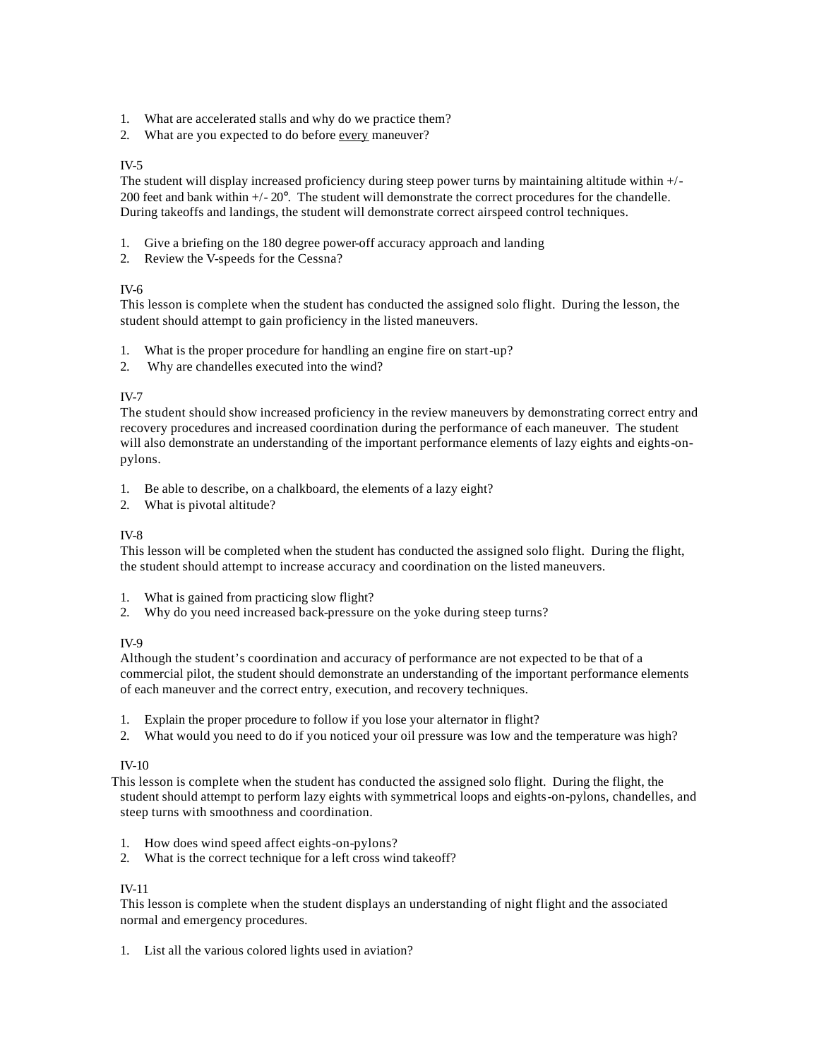1. What are accelerated stalls and why do we practice them?
2. What are you expected to do before <u>every</u> maneuver?

IV-5

The student will display increased proficiency during steep power turns by maintaining altitude within +/- 200 feet and bank within +/- 20°. The student will demonstrate the correct procedures for the chandelle. During takeoffs and landings, the student will demonstrate correct airspeed control techniques.

1. Give a briefing on the 180 degree power-off accuracy approach and landing
2. Review the V-speeds for the Cessna?

IV-6

This lesson is complete when the student has conducted the assigned solo flight. During the lesson, the student should attempt to gain proficiency in the listed maneuvers.

1. What is the proper procedure for handling an engine fire on start-up?
2. Why are chandelles executed into the wind?

IV-7

The student should show increased proficiency in the review maneuvers by demonstrating correct entry and recovery procedures and increased coordination during the performance of each maneuver. The student will also demonstrate an understanding of the important performance elements of lazy eights and eights-on-pylons.

1. Be able to describe, on a chalkboard, the elements of a lazy eight?
2. What is pivotal altitude?

IV-8

This lesson will be completed when the student has conducted the assigned solo flight. During the flight, the student should attempt to increase accuracy and coordination on the listed maneuvers.

1. What is gained from practicing slow flight?
2. Why do you need increased back-pressure on the yoke during steep turns?

IV-9

Although the student's coordination and accuracy of performance are not expected to be that of a commercial pilot, the student should demonstrate an understanding of the important performance elements of each maneuver and the correct entry, execution, and recovery techniques.

1. Explain the proper procedure to follow if you lose your alternator in flight?
2. What would you need to do if you noticed your oil pressure was low and the temperature was high?

IV-10

This lesson is complete when the student has conducted the assigned solo flight. During the flight, the student should attempt to perform lazy eights with symmetrical loops and eights-on-pylons, chandelles, and steep turns with smoothness and coordination.

1. How does wind speed affect eights-on-pylons?
2. What is the correct technique for a left cross wind takeoff?

IV-11

This lesson is complete when the student displays an understanding of night flight and the associated normal and emergency procedures.

1. List all the various colored lights used in aviation?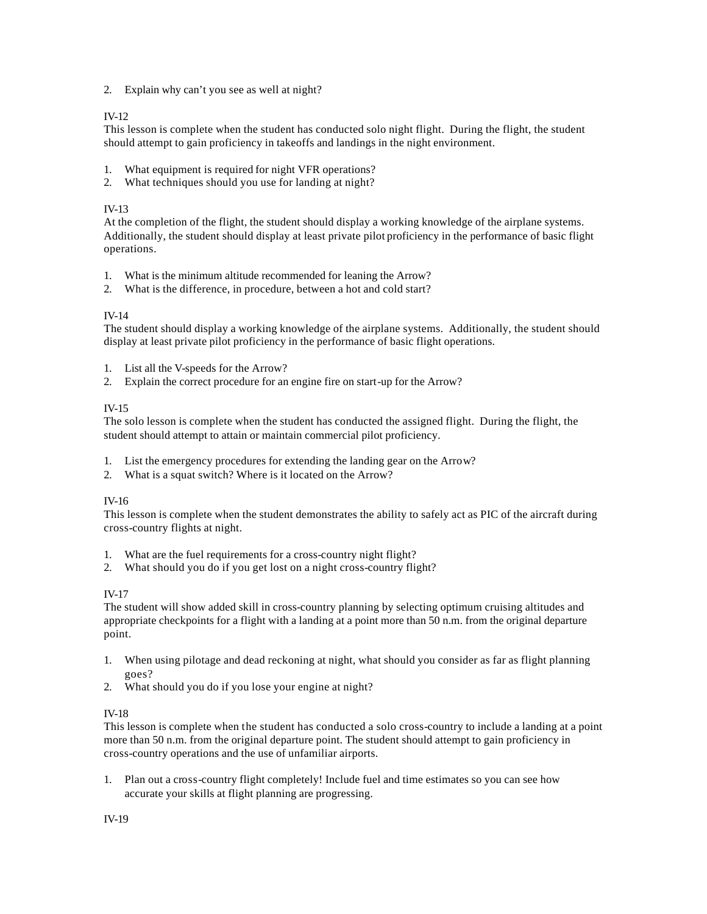2. Explain why can't you see as well at night?

IV-12

This lesson is complete when the student has conducted solo night flight. During the flight, the student should attempt to gain proficiency in takeoffs and landings in the night environment.

1. What equipment is required for night VFR operations?
2. What techniques should you use for landing at night?

IV-13

At the completion of the flight, the student should display a working knowledge of the airplane systems. Additionally, the student should display at least private pilot proficiency in the performance of basic flight operations.

1. What is the minimum altitude recommended for leaning the Arrow?
2. What is the difference, in procedure, between a hot and cold start?

IV-14

The student should display a working knowledge of the airplane systems. Additionally, the student should display at least private pilot proficiency in the performance of basic flight operations.

1. List all the V-speeds for the Arrow?
2. Explain the correct procedure for an engine fire on start-up for the Arrow?

IV-15

The solo lesson is complete when the student has conducted the assigned flight. During the flight, the student should attempt to attain or maintain commercial pilot proficiency.

1. List the emergency procedures for extending the landing gear on the Arrow?
2. What is a squat switch? Where is it located on the Arrow?

IV-16

This lesson is complete when the student demonstrates the ability to safely act as PIC of the aircraft during cross-country flights at night.

1. What are the fuel requirements for a cross-country night flight?
2. What should you do if you get lost on a night cross-country flight?

IV-17

The student will show added skill in cross-country planning by selecting optimum cruising altitudes and appropriate checkpoints for a flight with a landing at a point more than 50 n.m. from the original departure point.

1. When using pilotage and dead reckoning at night, what should you consider as far as flight planning goes?
2. What should you do if you lose your engine at night?

IV-18

This lesson is complete when the student has conducted a solo cross-country to include a landing at a point more than 50 n.m. from the original departure point. The student should attempt to gain proficiency in cross-country operations and the use of unfamiliar airports.

1. Plan out a cross-country flight completely! Include fuel and time estimates so you can see how accurate your skills at flight planning are progressing.

IV-19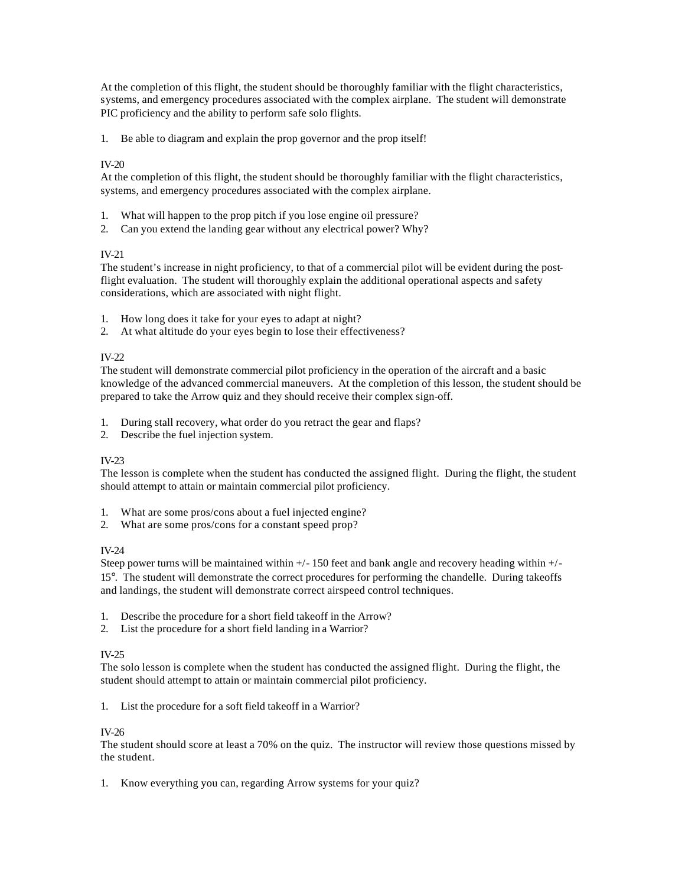At the completion of this flight, the student should be thoroughly familiar with the flight characteristics, systems, and emergency procedures associated with the complex airplane. The student will demonstrate PIC proficiency and the ability to perform safe solo flights.

1. Be able to diagram and explain the prop governor and the prop itself!

IV-20

At the completion of this flight, the student should be thoroughly familiar with the flight characteristics, systems, and emergency procedures associated with the complex airplane.

1. What will happen to the prop pitch if you lose engine oil pressure?
2. Can you extend the landing gear without any electrical power? Why?

IV-21

The student's increase in night proficiency, to that of a commercial pilot will be evident during the post-flight evaluation. The student will thoroughly explain the additional operational aspects and safety considerations, which are associated with night flight.

1. How long does it take for your eyes to adapt at night?
2. At what altitude do your eyes begin to lose their effectiveness?

IV-22

The student will demonstrate commercial pilot proficiency in the operation of the aircraft and a basic knowledge of the advanced commercial maneuvers. At the completion of this lesson, the student should be prepared to take the Arrow quiz and they should receive their complex sign-off.

1. During stall recovery, what order do you retract the gear and flaps?
2. Describe the fuel injection system.

IV-23

The lesson is complete when the student has conducted the assigned flight. During the flight, the student should attempt to attain or maintain commercial pilot proficiency.

1. What are some pros/cons about a fuel injected engine?
2. What are some pros/cons for a constant speed prop?

IV-24

Steep power turns will be maintained within +/- 150 feet and bank angle and recovery heading within +/- 15°. The student will demonstrate the correct procedures for performing the chandelle. During takeoffs and landings, the student will demonstrate correct airspeed control techniques.

1. Describe the procedure for a short field takeoff in the Arrow?
2. List the procedure for a short field landing in a Warrior?

IV-25

The solo lesson is complete when the student has conducted the assigned flight. During the flight, the student should attempt to attain or maintain commercial pilot proficiency.

1. List the procedure for a soft field takeoff in a Warrior?

IV-26

The student should score at least a 70% on the quiz. The instructor will review those questions missed by the student.

1. Know everything you can, regarding Arrow systems for your quiz?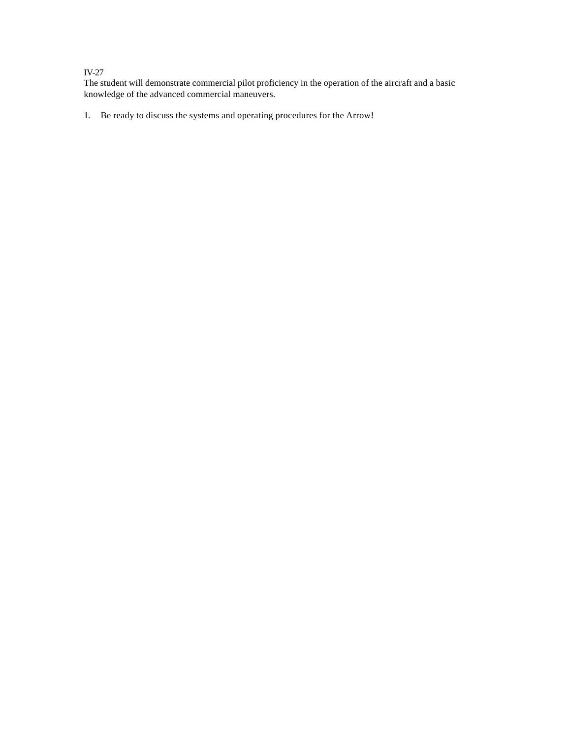IV-27

The student will demonstrate commercial pilot proficiency in the operation of the aircraft and a basic knowledge of the advanced commercial maneuvers.

1. Be ready to discuss the systems and operating procedures for the Arrow!